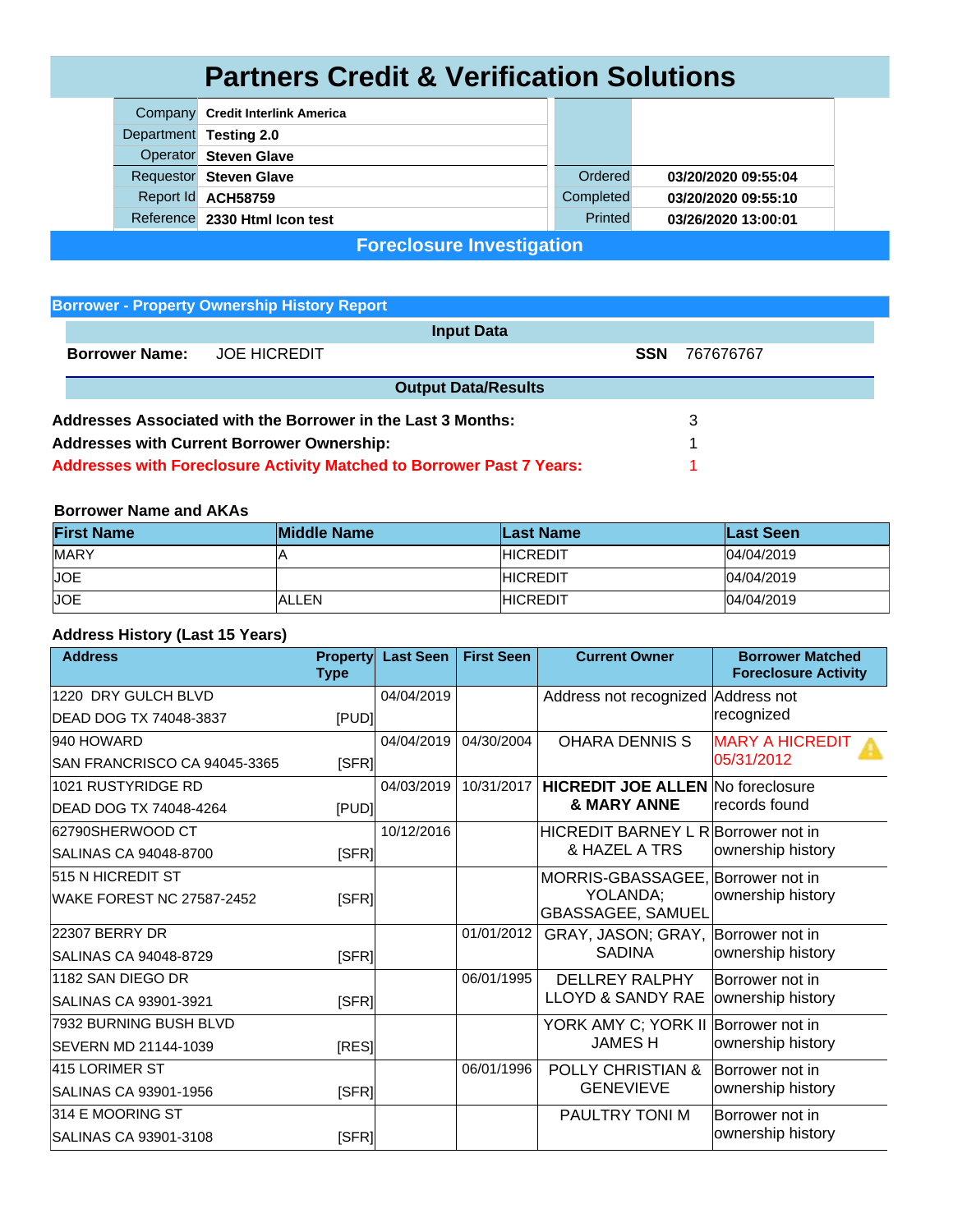# Partners Credit & Verification Solutions

| | | | |
|---|---|---|---|
| Company | **Credit Interlink America** | | |
| Department | **Testing 2.0** | | |
| Operator | **Steven Glave** | | |
| Requestor | **Steven Glave** | Ordered | **03/20/2020 09:55:04** |
| Report Id | **ACH58759** | Completed | **03/20/2020 09:55:10** |
| Reference | **2330 Html Icon test** | Printed | **03/26/2020 13:00:01** |

## Foreclosure Investigation

### Borrower - Property Ownership History Report

**Input Data**

**Borrower Name:** JOE HICREDIT **SSN** 767676767

**Output Data/Results**

| | |
|---|---|
| **Addresses Associated with the Borrower in the Last 3 Months:** | 3 |
| **Addresses with Current Borrower Ownership:** | 1 |
| **Addresses with Foreclosure Activity Matched to Borrower Past 7 Years:** | 1 |

**Borrower Name and AKAs**

| First Name | Middle Name | Last Name | Last Seen |
|---|---|---|---|
| MARY | A | HICREDIT | 04/04/2019 |
| JOE | | HICREDIT | 04/04/2019 |
| JOE | ALLEN | HICREDIT | 04/04/2019 |

**Address History (Last 15 Years)**

| Address | Property Type | Last Seen | First Seen | Current Owner | Borrower Matched Foreclosure Activity |
|---|---|---|---|---|---|
| 1220 DRY GULCH BLVD<br>DEAD DOG TX 74048-3837 | [PUD] | 04/04/2019 | | Address not recognized | Address not recognized |
| 940 HOWARD<br>SAN FRANCRISCO CA 94045-3365 | [SFR] | 04/04/2019 | 04/30/2004 | OHARA DENNIS S | MARY A HICREDIT 05/31/2012 |
| 1021 RUSTYRIDGE RD<br>DEAD DOG TX 74048-4264 | [PUD] | 04/03/2019 | 10/31/2017 | **HICREDIT JOE ALLEN & MARY ANNE** | No foreclosure records found |
| 62790SHERWOOD CT<br>SALINAS CA 94048-8700 | [SFR] | 10/12/2016 | | HICREDIT BARNEY L R & HAZEL A TRS | Borrower not in ownership history |
| 515 N HICREDIT ST<br>WAKE FOREST NC 27587-2452 | [SFR] | | | MORRIS-GBASSAGEE, YOLANDA; GBASSAGEE, SAMUEL | Borrower not in ownership history |
| 22307 BERRY DR<br>SALINAS CA 94048-8729 | [SFR] | | 01/01/2012 | GRAY, JASON; GRAY, SADINA | Borrower not in ownership history |
| 1182 SAN DIEGO DR<br>SALINAS CA 93901-3921 | [SFR] | | 06/01/1995 | DELLREY RALPHY LLOYD & SANDY RAE | Borrower not in ownership history |
| 7932 BURNING BUSH BLVD<br>SEVERN MD 21144-1039 | [RES] | | | YORK AMY C; YORK II JAMES H | Borrower not in ownership history |
| 415 LORIMER ST<br>SALINAS CA 93901-1956 | [SFR] | | 06/01/1996 | POLLY CHRISTIAN & GENEVIEVE | Borrower not in ownership history |
| 314 E MOORING ST<br>SALINAS CA 93901-3108 | [SFR] | | | PAULTRY TONI M | Borrower not in ownership history |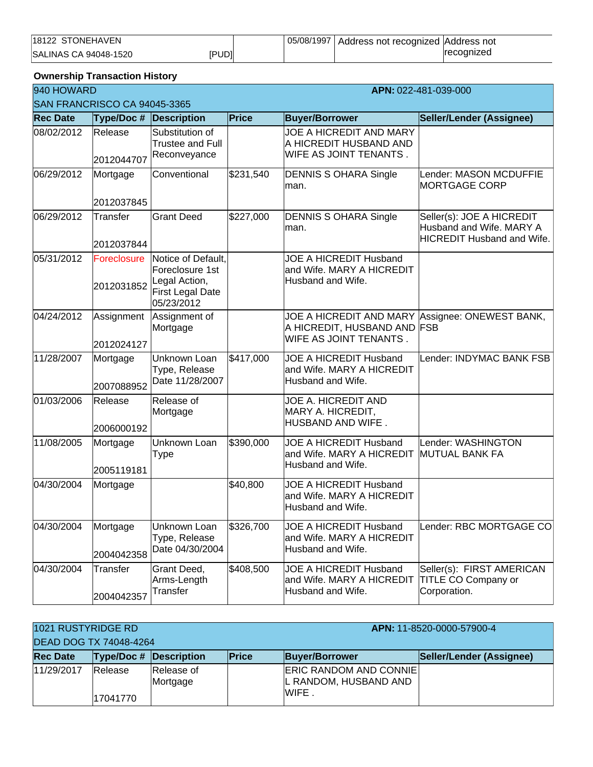| 18122 STONEHAVEN<br>SALINAS CA 94048-1520 [PUD] | | 05/08/1997 | Address not recognized | Address not recognized |
|---|---|---|---|---|

### Ownership Transaction History

| 940 HOWARD<br>SAN FRANCISCO CA 94045-3365 | | | | **APN:** 022-481-039-000 | |
|---|---|---|---|---|---|
| **Rec Date** | **Type/Doc #** | **Description** | **Price** | **Buyer/Borrower** | **Seller/Lender (Assignee)** |
| 08/02/2012 | Release<br>2012044707 | Substitution of Trustee and Full Reconveyance | | JOE A HICREDIT AND MARY A HICREDIT HUSBAND AND WIFE AS JOINT TENANTS . | |
| 06/29/2012 | Mortgage<br>2012037845 | Conventional | $231,540 | DENNIS S OHARA Single man. | Lender: MASON MCDUFFIE MORTGAGE CORP |
| 06/29/2012 | Transfer<br>2012037844 | Grant Deed | $227,000 | DENNIS S OHARA Single man. | Seller(s): JOE A HICREDIT Husband and Wife. MARY A HICREDIT Husband and Wife. |
| 05/31/2012 | Foreclosure<br>2012031852 | Notice of Default, Foreclosure 1st Legal Action, First Legal Date 05/23/2012 | | JOE A HICREDIT Husband and Wife. MARY A HICREDIT Husband and Wife. | |
| 04/24/2012 | Assignment<br>2012024127 | Assignment of Mortgage | | JOE A HICREDIT AND MARY A HICREDIT, HUSBAND AND WIFE AS JOINT TENANTS . | Assignee: ONEWEST BANK, FSB |
| 11/28/2007 | Mortgage<br>2007088952 | Unknown Loan Type, Release Date 11/28/2007 | $417,000 | JOE A HICREDIT Husband and Wife. MARY A HICREDIT Husband and Wife. | Lender: INDYMAC BANK FSB |
| 01/03/2006 | Release<br>2006000192 | Release of Mortgage | | JOE A. HICREDIT AND MARY A. HICREDIT, HUSBAND AND WIFE . | |
| 11/08/2005 | Mortgage<br>2005119181 | Unknown Loan Type | $390,000 | JOE A HICREDIT Husband and Wife. MARY A HICREDIT Husband and Wife. | Lender: WASHINGTON MUTUAL BANK FA |
| 04/30/2004 | Mortgage | | $40,800 | JOE A HICREDIT Husband and Wife. MARY A HICREDIT Husband and Wife. | |
| 04/30/2004 | Mortgage<br>2004042358 | Unknown Loan Type, Release Date 04/30/2004 | $326,700 | JOE A HICREDIT Husband and Wife. MARY A HICREDIT Husband and Wife. | Lender: RBC MORTGAGE CO |
| 04/30/2004 | Transfer<br>2004042357 | Grant Deed, Arms-Length Transfer | $408,500 | JOE A HICREDIT Husband and Wife. MARY A HICREDIT Husband and Wife. | Seller(s): FIRST AMERICAN TITLE CO Company or Corporation. |

| 1021 RUSTYRIDGE RD<br>DEAD DOG TX 74048-4264 | | | | **APN:** 11-8520-0000-57900-4 | |
|---|---|---|---|---|---|
| **Rec Date** | **Type/Doc #** | **Description** | **Price** | **Buyer/Borrower** | **Seller/Lender (Assignee)** |
| 11/29/2017 | Release<br>17041770 | Release of Mortgage | | ERIC RANDOM AND CONNIE L RANDOM, HUSBAND AND WIFE . | |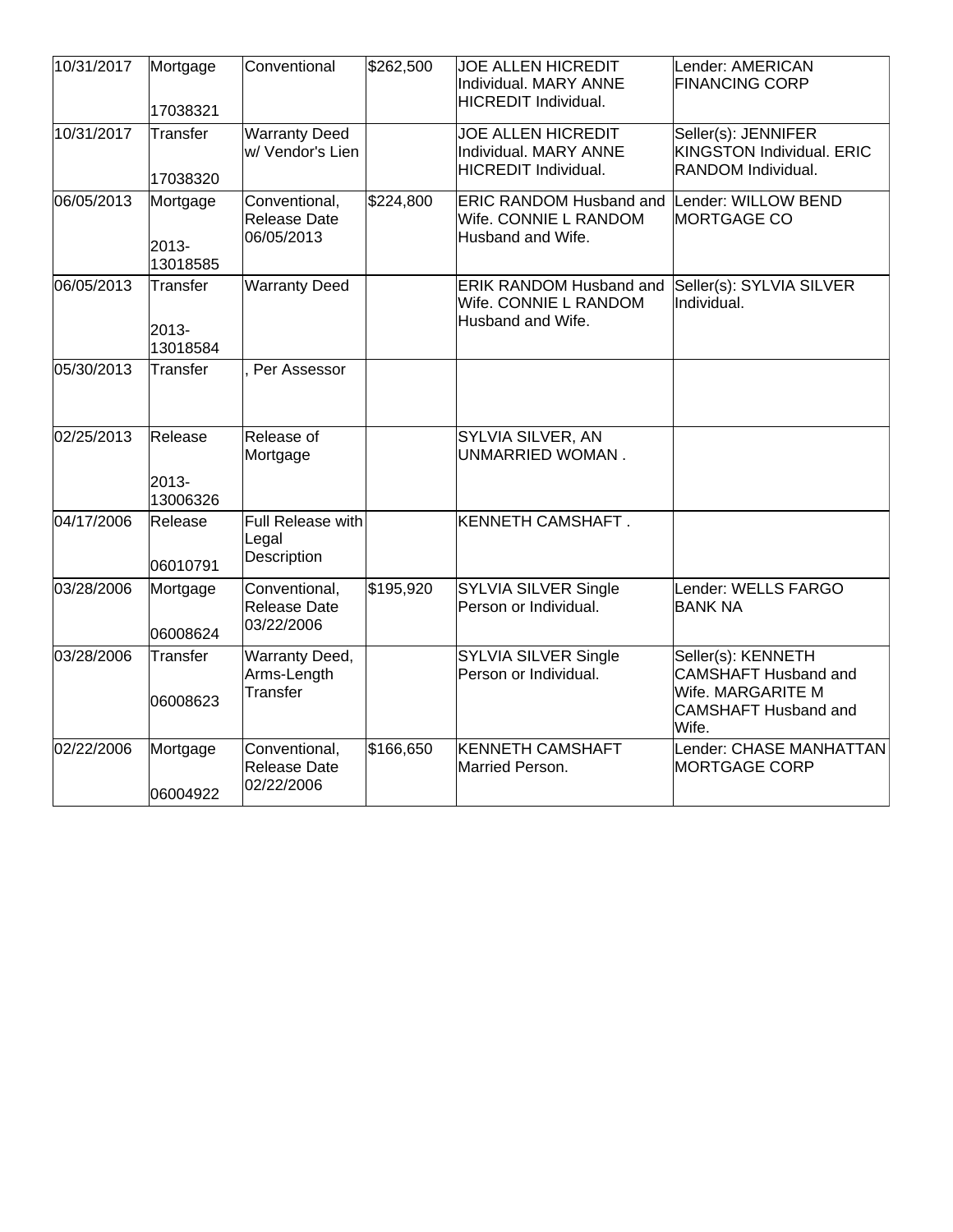| | | | | | |
|---|---|---|---|---|---|
| 10/31/2017 | Mortgage<br><br>17038321 | Conventional | $262,500 | JOE ALLEN HICREDIT Individual. MARY ANNE HICREDIT Individual. | Lender: AMERICAN FINANCING CORP |
| 10/31/2017 | Transfer<br><br>17038320 | Warranty Deed w/ Vendor's Lien | | JOE ALLEN HICREDIT Individual. MARY ANNE HICREDIT Individual. | Seller(s): JENNIFER KINGSTON Individual. ERIC RANDOM Individual. |
| 06/05/2013 | Mortgage<br><br>2013-13018585 | Conventional, Release Date 06/05/2013 | $224,800 | ERIC RANDOM Husband and Wife. CONNIE L RANDOM Husband and Wife. | Lender: WILLOW BEND MORTGAGE CO |
| 06/05/2013 | Transfer<br><br>2013-13018584 | Warranty Deed | | ERIK RANDOM Husband and Wife. CONNIE L RANDOM Husband and Wife. | Seller(s): SYLVIA SILVER Individual. |
| 05/30/2013 | Transfer | , Per Assessor | | | |
| 02/25/2013 | Release<br><br>2013-13006326 | Release of Mortgage | | SYLVIA SILVER, AN UNMARRIED WOMAN . | |
| 04/17/2006 | Release<br><br>06010791 | Full Release with Legal Description | | KENNETH CAMSHAFT . | |
| 03/28/2006 | Mortgage<br><br>06008624 | Conventional, Release Date 03/22/2006 | $195,920 | SYLVIA SILVER Single Person or Individual. | Lender: WELLS FARGO BANK NA |
| 03/28/2006 | Transfer<br><br>06008623 | Warranty Deed, Arms-Length Transfer | | SYLVIA SILVER Single Person or Individual. | Seller(s): KENNETH CAMSHAFT Husband and Wife. MARGARITE M CAMSHAFT Husband and Wife. |
| 02/22/2006 | Mortgage<br><br>06004922 | Conventional, Release Date 02/22/2006 | $166,650 | KENNETH CAMSHAFT Married Person. | Lender: CHASE MANHATTAN MORTGAGE CORP |